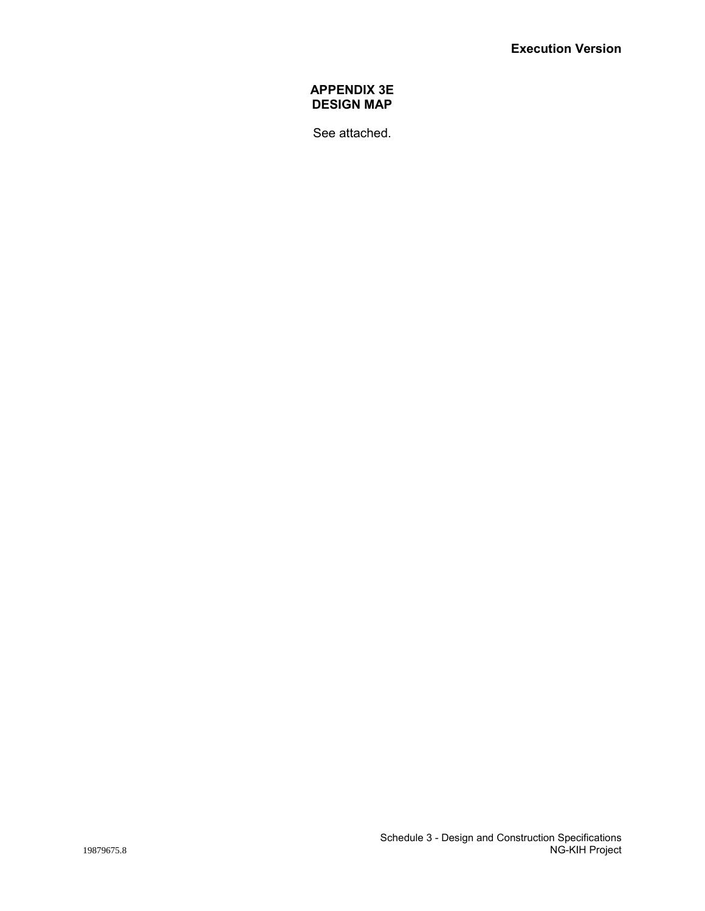**Execution Version**

# APPENDIX 3E
# DESIGN MAP

See attached.

Schedule 3 - Design and Construction Specifications
19879675.8 NG-KIH Project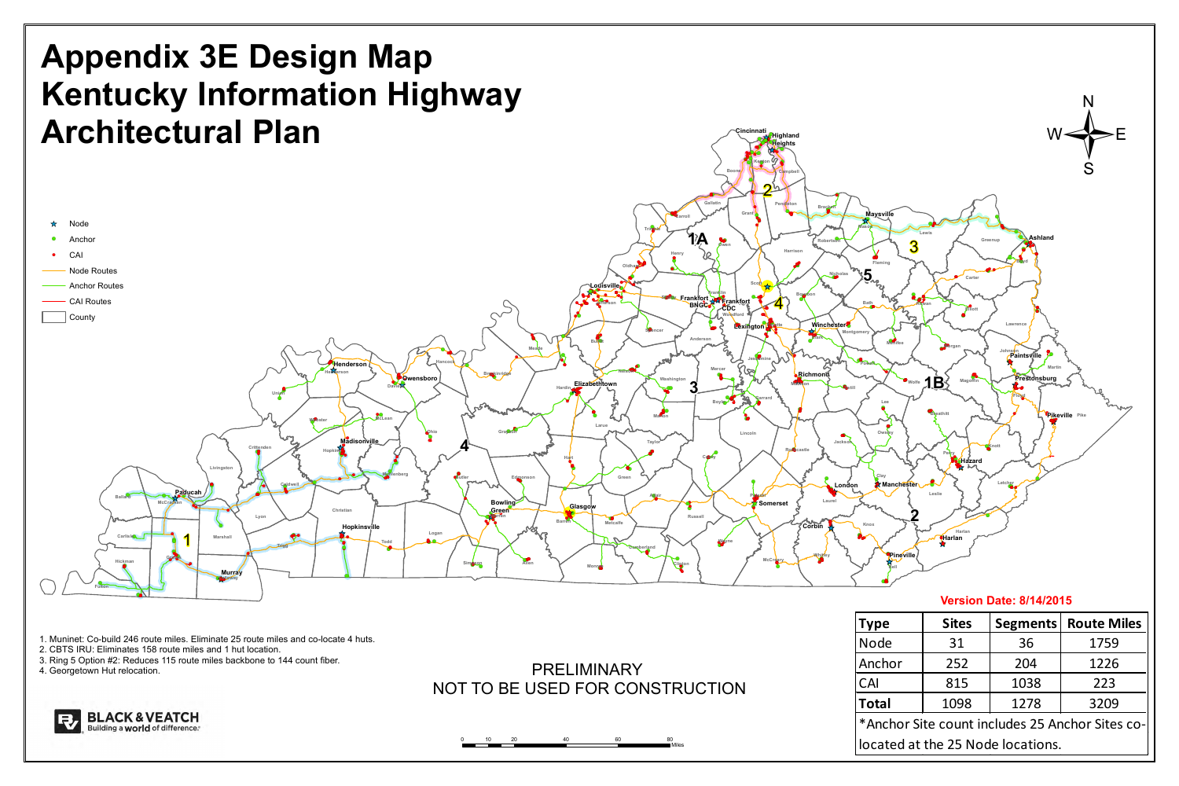# Appendix 3E Design Map Kentucky Information Highway Architectural Plan

Node
Anchor
CAI
Node Routes
Anchor Routes
CAI Routes
County

Version Date: 8/14/2015

| Type | Sites | Segments | Route Miles |
|---|---|---|---|
| Node | 31 | 36 | 1759 |
| Anchor | 252 | 204 | 1226 |
| CAI | 815 | 1038 | 223 |
| Total | 1098 | 1278 | 3209 |
| *Anchor Site count includes 25 Anchor Sites co-located at the 25 Node locations. | | | |

1. Muninet: Co-build 246 route miles. Eliminate 25 route miles and co-locate 4 huts.
2. CBTS IRU: Eliminates 158 route miles and 1 hut location.
3. Ring 5 Option #2: Reduces 115 route miles backbone to 144 count fiber.
4. Georgetown Hut relocation.

PRELIMINARY
NOT TO BE USED FOR CONSTRUCTION

BLACK & VEATCH
Building a world of difference.

0 10 20 40 60 80 Miles